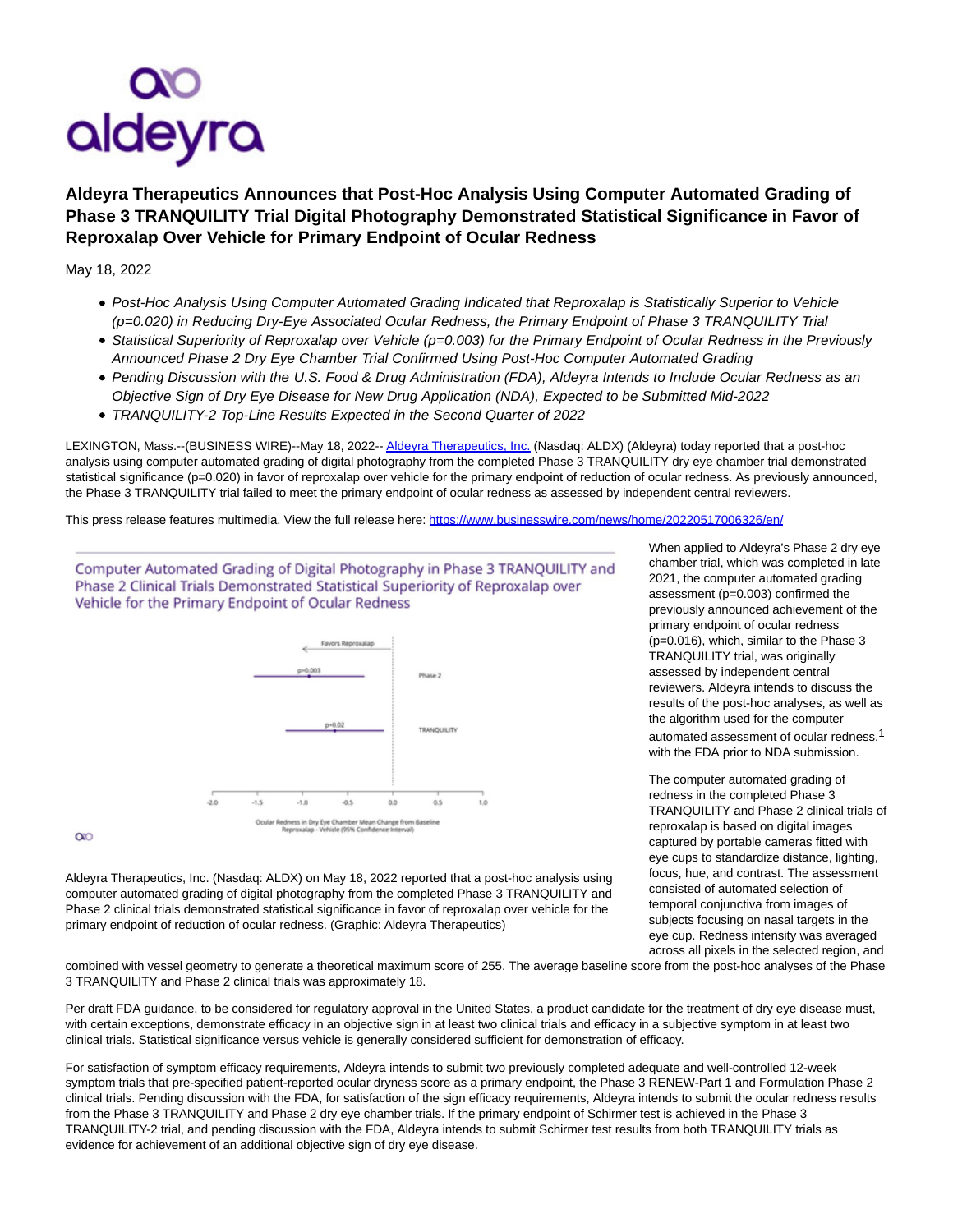# Aldeyra Therapeutics Announces that Post-Hoc Analysis Using Computer Automated Grading of Phase 3 TRANQUILITY Trial Digital Photography Demonstrated Statistical Significance in Favor of Reproxalap Over Vehicle for Primary Endpoint of Ocular Redness

May 18, 2022

- *Post-Hoc Analysis Using Computer Automated Grading Indicated that Reproxalap is Statistically Superior to Vehicle (p=0.020) in Reducing Dry-Eye Associated Ocular Redness, the Primary Endpoint of Phase 3 TRANQUILITY Trial*
- *Statistical Superiority of Reproxalap over Vehicle (p=0.003) for the Primary Endpoint of Ocular Redness in the Previously Announced Phase 2 Dry Eye Chamber Trial Confirmed Using Post-Hoc Computer Automated Grading*
- *Pending Discussion with the U.S. Food & Drug Administration (FDA), Aldeyra Intends to Include Ocular Redness as an Objective Sign of Dry Eye Disease for New Drug Application (NDA), Expected to be Submitted Mid-2022*
- *TRANQUILITY-2 Top-Line Results Expected in the Second Quarter of 2022*

LEXINGTON, Mass.--(BUSINESS WIRE)--May 18, 2022-- Aldeyra Therapeutics, Inc. (Nasdaq: ALDX) (Aldeyra) today reported that a post-hoc analysis using computer automated grading of digital photography from the completed Phase 3 TRANQUILITY dry eye chamber trial demonstrated statistical significance (p=0.020) in favor of reproxalap over vehicle for the primary endpoint of reduction of ocular redness. As previously announced, the Phase 3 TRANQUILITY trial failed to meet the primary endpoint of ocular redness as assessed by independent central reviewers.

This press release features multimedia. View the full release here: https://www.businesswire.com/news/home/20220517006326/en/

Computer Automated Grading of Digital Photography in Phase 3 TRANQUILITY and Phase 2 Clinical Trials Demonstrated Statistical Superiority of Reproxalap over Vehicle for the Primary Endpoint of Ocular Redness

Aldeyra Therapeutics, Inc. (Nasdaq: ALDX) on May 18, 2022 reported that a post-hoc analysis using computer automated grading of digital photography from the completed Phase 3 TRANQUILITY and Phase 2 clinical trials demonstrated statistical significance in favor of reproxalap over vehicle for the primary endpoint of reduction of ocular redness. (Graphic: Aldeyra Therapeutics)

When applied to Aldeyra's Phase 2 dry eye chamber trial, which was completed in late 2021, the computer automated grading assessment (p=0.003) confirmed the previously announced achievement of the primary endpoint of ocular redness (p=0.016), which, similar to the Phase 3 TRANQUILITY trial, was originally assessed by independent central reviewers. Aldeyra intends to discuss the results of the post-hoc analyses, as well as the algorithm used for the computer automated assessment of ocular redness,[1] with the FDA prior to NDA submission.

The computer automated grading of redness in the completed Phase 3 TRANQUILITY and Phase 2 clinical trials of reproxalap is based on digital images captured by portable cameras fitted with eye cups to standardize distance, lighting, focus, hue, and contrast. The assessment consisted of automated selection of temporal conjunctiva from images of subjects focusing on nasal targets in the eye cup. Redness intensity was averaged across all pixels in the selected region, and combined with vessel geometry to generate a theoretical maximum score of 255. The average baseline score from the post-hoc analyses of the Phase 3 TRANQUILITY and Phase 2 clinical trials was approximately 18.

Per draft FDA guidance, to be considered for regulatory approval in the United States, a product candidate for the treatment of dry eye disease must, with certain exceptions, demonstrate efficacy in an objective sign in at least two clinical trials and efficacy in a subjective symptom in at least two clinical trials. Statistical significance versus vehicle is generally considered sufficient for demonstration of efficacy.

For satisfaction of symptom efficacy requirements, Aldeyra intends to submit two previously completed adequate and well-controlled 12-week symptom trials that pre-specified patient-reported ocular dryness score as a primary endpoint, the Phase 3 RENEW-Part 1 and Formulation Phase 2 clinical trials. Pending discussion with the FDA, for satisfaction of the sign efficacy requirements, Aldeyra intends to submit the ocular redness results from the Phase 3 TRANQUILITY and Phase 2 dry eye chamber trials. If the primary endpoint of Schirmer test is achieved in the Phase 3 TRANQUILITY-2 trial, and pending discussion with the FDA, Aldeyra intends to submit Schirmer test results from both TRANQUILITY trials as evidence for achievement of an additional objective sign of dry eye disease.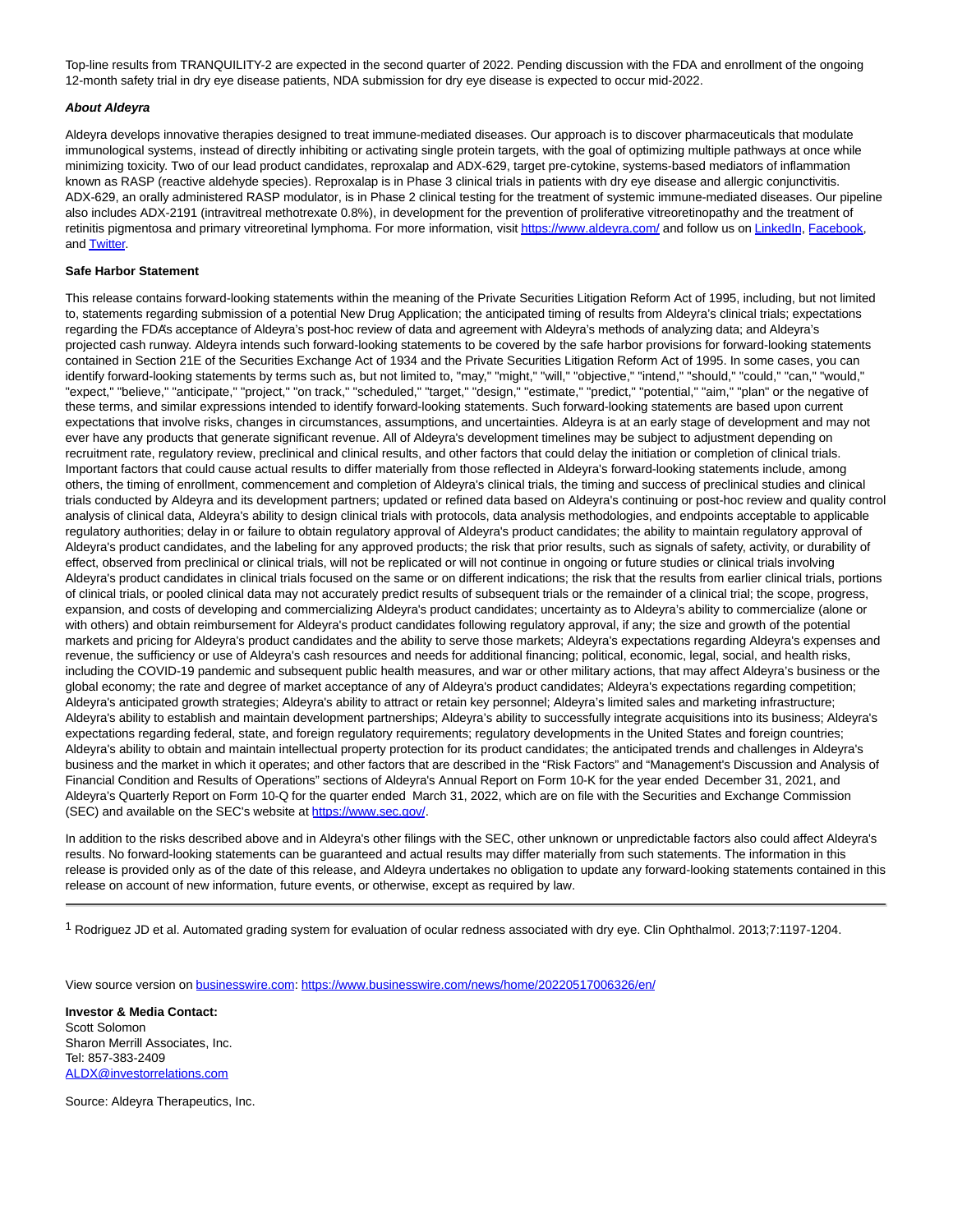Top-line results from TRANQUILITY-2 are expected in the second quarter of 2022. Pending discussion with the FDA and enrollment of the ongoing 12-month safety trial in dry eye disease patients, NDA submission for dry eye disease is expected to occur mid-2022.

***About Aldeyra***

Aldeyra develops innovative therapies designed to treat immune-mediated diseases. Our approach is to discover pharmaceuticals that modulate immunological systems, instead of directly inhibiting or activating single protein targets, with the goal of optimizing multiple pathways at once while minimizing toxicity. Two of our lead product candidates, reproxalap and ADX-629, target pre-cytokine, systems-based mediators of inflammation known as RASP (reactive aldehyde species). Reproxalap is in Phase 3 clinical trials in patients with dry eye disease and allergic conjunctivitis. ADX-629, an orally administered RASP modulator, is in Phase 2 clinical testing for the treatment of systemic immune-mediated diseases. Our pipeline also includes ADX-2191 (intravitreal methotrexate 0.8%), in development for the prevention of proliferative vitreoretinopathy and the treatment of retinitis pigmentosa and primary vitreoretinal lymphoma. For more information, visit https://www.aldeyra.com/ and follow us on LinkedIn, Facebook, and Twitter.

**Safe Harbor Statement**

This release contains forward-looking statements within the meaning of the Private Securities Litigation Reform Act of 1995, including, but not limited to, statements regarding submission of a potential New Drug Application; the anticipated timing of results from Aldeyra's clinical trials; expectations regarding the FDA's acceptance of Aldeyra's post-hoc review of data and agreement with Aldeyra's methods of analyzing data; and Aldeyra's projected cash runway. Aldeyra intends such forward-looking statements to be covered by the safe harbor provisions for forward-looking statements contained in Section 21E of the Securities Exchange Act of 1934 and the Private Securities Litigation Reform Act of 1995. In some cases, you can identify forward-looking statements by terms such as, but not limited to, "may," "might," "will," "objective," "intend," "should," "could," "can," "would," "expect," "believe," "anticipate," "project," "on track," "scheduled," "target," "design," "estimate," "predict," "potential," "aim," "plan" or the negative of these terms, and similar expressions intended to identify forward-looking statements. Such forward-looking statements are based upon current expectations that involve risks, changes in circumstances, assumptions, and uncertainties. Aldeyra is at an early stage of development and may not ever have any products that generate significant revenue. All of Aldeyra's development timelines may be subject to adjustment depending on recruitment rate, regulatory review, preclinical and clinical results, and other factors that could delay the initiation or completion of clinical trials. Important factors that could cause actual results to differ materially from those reflected in Aldeyra's forward-looking statements include, among others, the timing of enrollment, commencement and completion of Aldeyra's clinical trials, the timing and success of preclinical studies and clinical trials conducted by Aldeyra and its development partners; updated or refined data based on Aldeyra's continuing or post-hoc review and quality control analysis of clinical data, Aldeyra's ability to design clinical trials with protocols, data analysis methodologies, and endpoints acceptable to applicable regulatory authorities; delay in or failure to obtain regulatory approval of Aldeyra's product candidates; the ability to maintain regulatory approval of Aldeyra's product candidates, and the labeling for any approved products; the risk that prior results, such as signals of safety, activity, or durability of effect, observed from preclinical or clinical trials, will not be replicated or will not continue in ongoing or future studies or clinical trials involving Aldeyra's product candidates in clinical trials focused on the same or on different indications; the risk that the results from earlier clinical trials, portions of clinical trials, or pooled clinical data may not accurately predict results of subsequent trials or the remainder of a clinical trial; the scope, progress, expansion, and costs of developing and commercializing Aldeyra's product candidates; uncertainty as to Aldeyra's ability to commercialize (alone or with others) and obtain reimbursement for Aldeyra's product candidates following regulatory approval, if any; the size and growth of the potential markets and pricing for Aldeyra's product candidates and the ability to serve those markets; Aldeyra's expectations regarding Aldeyra's expenses and revenue, the sufficiency or use of Aldeyra's cash resources and needs for additional financing; political, economic, legal, social, and health risks, including the COVID-19 pandemic and subsequent public health measures, and war or other military actions, that may affect Aldeyra's business or the global economy; the rate and degree of market acceptance of any of Aldeyra's product candidates; Aldeyra's expectations regarding competition; Aldeyra's anticipated growth strategies; Aldeyra's ability to attract or retain key personnel; Aldeyra's limited sales and marketing infrastructure; Aldeyra's ability to establish and maintain development partnerships; Aldeyra's ability to successfully integrate acquisitions into its business; Aldeyra's expectations regarding federal, state, and foreign regulatory requirements; regulatory developments in the United States and foreign countries; Aldeyra's ability to obtain and maintain intellectual property protection for its product candidates; the anticipated trends and challenges in Aldeyra's business and the market in which it operates; and other factors that are described in the "Risk Factors" and "Management's Discussion and Analysis of Financial Condition and Results of Operations" sections of Aldeyra's Annual Report on Form 10-K for the year ended December 31, 2021, and Aldeyra's Quarterly Report on Form 10-Q for the quarter ended March 31, 2022, which are on file with the Securities and Exchange Commission (SEC) and available on the SEC's website at https://www.sec.gov/.

In addition to the risks described above and in Aldeyra's other filings with the SEC, other unknown or unpredictable factors also could affect Aldeyra's results. No forward-looking statements can be guaranteed and actual results may differ materially from such statements. The information in this release is provided only as of the date of this release, and Aldeyra undertakes no obligation to update any forward-looking statements contained in this release on account of new information, future events, or otherwise, except as required by law.

---

[1] Rodriguez JD et al. Automated grading system for evaluation of ocular redness associated with dry eye. Clin Ophthalmol. 2013;7:1197-1204.

View source version on businesswire.com: https://www.businesswire.com/news/home/20220517006326/en/

**Investor & Media Contact:**
Scott Solomon
Sharon Merrill Associates, Inc.
Tel: 857-383-2409
ALDX@investorrelations.com

Source: Aldeyra Therapeutics, Inc.